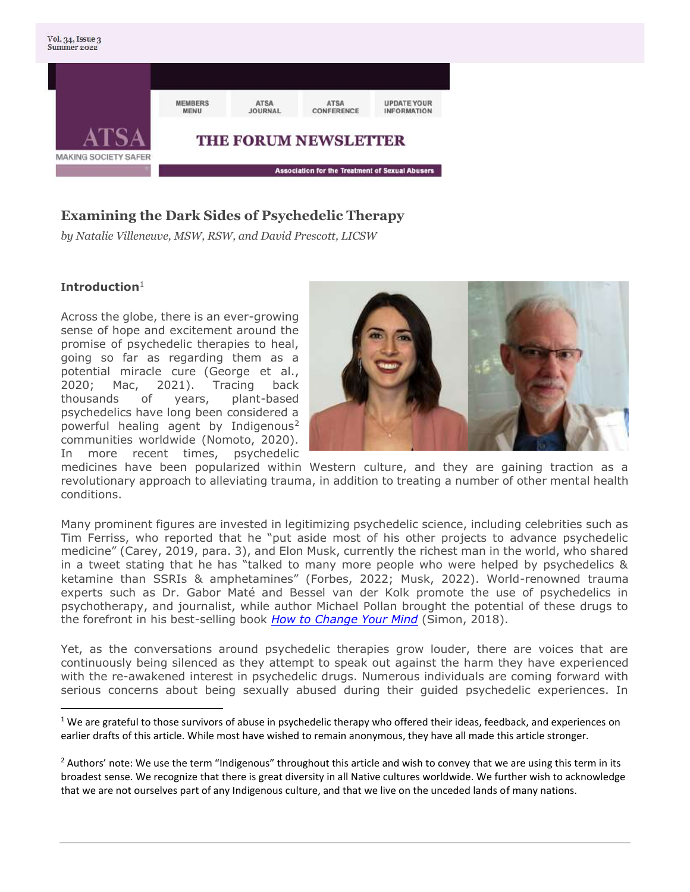# Examining the Dark Sides of Psychedelic Therapy

*by Natalie Villeneuve, MSW, RSW, and David Prescott, LICSW*

**Introduction**[1]

Across the globe, there is an ever-growing sense of hope and excitement around the promise of psychedelic therapies to heal, going so far as regarding them as a potential miracle cure (George et al., 2020; Mac, 2021). Tracing back thousands of years, plant-based psychedelics have long been considered a powerful healing agent by Indigenous[2] communities worldwide (Nomoto, 2020). In more recent times, psychedelic medicines have been popularized within Western culture, and they are gaining traction as a revolutionary approach to alleviating trauma, in addition to treating a number of other mental health conditions.

Many prominent figures are invested in legitimizing psychedelic science, including celebrities such as Tim Ferriss, who reported that he "put aside most of his other projects to advance psychedelic medicine" (Carey, 2019, para. 3), and Elon Musk, currently the richest man in the world, who shared in a tweet stating that he has "talked to many more people who were helped by psychedelics & ketamine than SSRIs & amphetamines" (Forbes, 2022; Musk, 2022). World-renowned trauma experts such as Dr. Gabor Maté and Bessel van der Kolk promote the use of psychedelics in psychotherapy, and journalist, while author Michael Pollan brought the potential of these drugs to the forefront in his best-selling book *How to Change Your Mind* (Simon, 2018).

Yet, as the conversations around psychedelic therapies grow louder, there are voices that are continuously being silenced as they attempt to speak out against the harm they have experienced with the re-awakened interest in psychedelic drugs. Numerous individuals are coming forward with serious concerns about being sexually abused during their guided psychedelic experiences. In

---

[1] We are grateful to those survivors of abuse in psychedelic therapy who offered their ideas, feedback, and experiences on earlier drafts of this article. While most have wished to remain anonymous, they have all made this article stronger.

[2] Authors' note: We use the term "Indigenous" throughout this article and wish to convey that we are using this term in its broadest sense. We recognize that there is great diversity in all Native cultures worldwide. We further wish to acknowledge that we are not ourselves part of any Indigenous culture, and that we live on the unceded lands of many nations.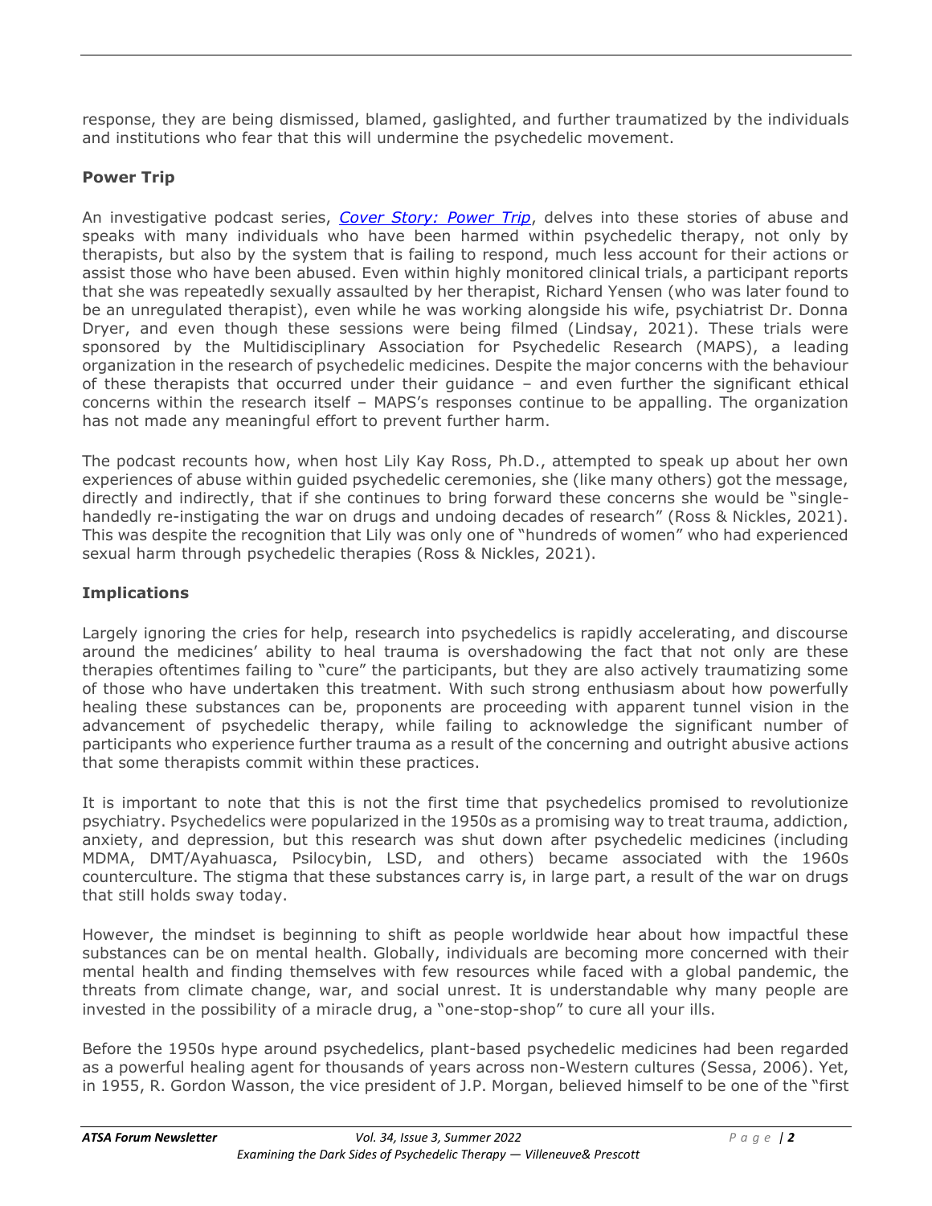response, they are being dismissed, blamed, gaslighted, and further traumatized by the individuals and institutions who fear that this will undermine the psychedelic movement.

**Power Trip**

An investigative podcast series, *Cover Story: Power Trip*, delves into these stories of abuse and speaks with many individuals who have been harmed within psychedelic therapy, not only by therapists, but also by the system that is failing to respond, much less account for their actions or assist those who have been abused. Even within highly monitored clinical trials, a participant reports that she was repeatedly sexually assaulted by her therapist, Richard Yensen (who was later found to be an unregulated therapist), even while he was working alongside his wife, psychiatrist Dr. Donna Dryer, and even though these sessions were being filmed (Lindsay, 2021). These trials were sponsored by the Multidisciplinary Association for Psychedelic Research (MAPS), a leading organization in the research of psychedelic medicines. Despite the major concerns with the behaviour of these therapists that occurred under their guidance – and even further the significant ethical concerns within the research itself – MAPS's responses continue to be appalling. The organization has not made any meaningful effort to prevent further harm.

The podcast recounts how, when host Lily Kay Ross, Ph.D., attempted to speak up about her own experiences of abuse within guided psychedelic ceremonies, she (like many others) got the message, directly and indirectly, that if she continues to bring forward these concerns she would be "single-handedly re-instigating the war on drugs and undoing decades of research" (Ross & Nickles, 2021). This was despite the recognition that Lily was only one of "hundreds of women" who had experienced sexual harm through psychedelic therapies (Ross & Nickles, 2021).

**Implications**

Largely ignoring the cries for help, research into psychedelics is rapidly accelerating, and discourse around the medicines' ability to heal trauma is overshadowing the fact that not only are these therapies oftentimes failing to "cure" the participants, but they are also actively traumatizing some of those who have undertaken this treatment. With such strong enthusiasm about how powerfully healing these substances can be, proponents are proceeding with apparent tunnel vision in the advancement of psychedelic therapy, while failing to acknowledge the significant number of participants who experience further trauma as a result of the concerning and outright abusive actions that some therapists commit within these practices.

It is important to note that this is not the first time that psychedelics promised to revolutionize psychiatry. Psychedelics were popularized in the 1950s as a promising way to treat trauma, addiction, anxiety, and depression, but this research was shut down after psychedelic medicines (including MDMA, DMT/Ayahuasca, Psilocybin, LSD, and others) became associated with the 1960s counterculture. The stigma that these substances carry is, in large part, a result of the war on drugs that still holds sway today.

However, the mindset is beginning to shift as people worldwide hear about how impactful these substances can be on mental health. Globally, individuals are becoming more concerned with their mental health and finding themselves with few resources while faced with a global pandemic, the threats from climate change, war, and social unrest. It is understandable why many people are invested in the possibility of a miracle drug, a "one-stop-shop" to cure all your ills.

Before the 1950s hype around psychedelics, plant-based psychedelic medicines had been regarded as a powerful healing agent for thousands of years across non-Western cultures (Sessa, 2006). Yet, in 1955, R. Gordon Wasson, the vice president of J.P. Morgan, believed himself to be one of the "first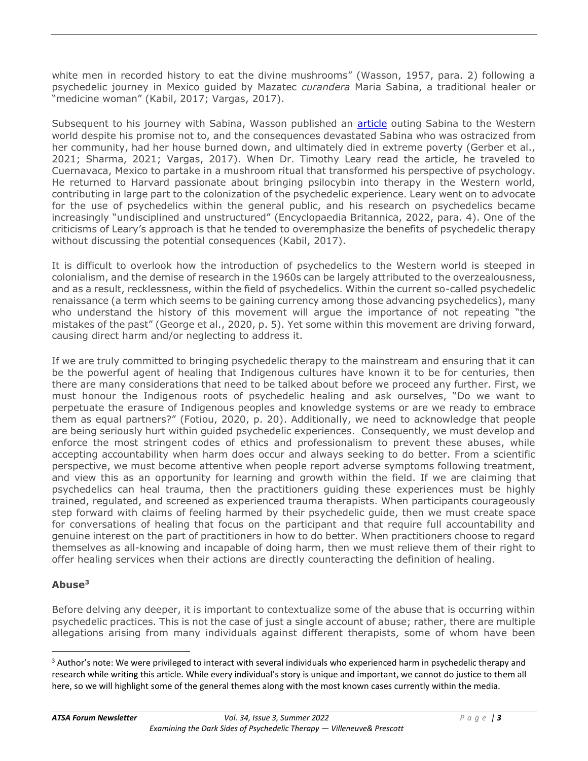white men in recorded history to eat the divine mushrooms" (Wasson, 1957, para. 2) following a psychedelic journey in Mexico guided by Mazatec *curandera* Maria Sabina, a traditional healer or "medicine woman" (Kabil, 2017; Vargas, 2017).

Subsequent to his journey with Sabina, Wasson published an article outing Sabina to the Western world despite his promise not to, and the consequences devastated Sabina who was ostracized from her community, had her house burned down, and ultimately died in extreme poverty (Gerber et al., 2021; Sharma, 2021; Vargas, 2017). When Dr. Timothy Leary read the article, he traveled to Cuernavaca, Mexico to partake in a mushroom ritual that transformed his perspective of psychology. He returned to Harvard passionate about bringing psilocybin into therapy in the Western world, contributing in large part to the colonization of the psychedelic experience. Leary went on to advocate for the use of psychedelics within the general public, and his research on psychedelics became increasingly "undisciplined and unstructured" (Encyclopaedia Britannica, 2022, para. 4). One of the criticisms of Leary's approach is that he tended to overemphasize the benefits of psychedelic therapy without discussing the potential consequences (Kabil, 2017).

It is difficult to overlook how the introduction of psychedelics to the Western world is steeped in colonialism, and the demise of research in the 1960s can be largely attributed to the overzealousness, and as a result, recklessness, within the field of psychedelics. Within the current so-called psychedelic renaissance (a term which seems to be gaining currency among those advancing psychedelics), many who understand the history of this movement will argue the importance of not repeating "the mistakes of the past" (George et al., 2020, p. 5). Yet some within this movement are driving forward, causing direct harm and/or neglecting to address it.

If we are truly committed to bringing psychedelic therapy to the mainstream and ensuring that it can be the powerful agent of healing that Indigenous cultures have known it to be for centuries, then there are many considerations that need to be talked about before we proceed any further. First, we must honour the Indigenous roots of psychedelic healing and ask ourselves, "Do we want to perpetuate the erasure of Indigenous peoples and knowledge systems or are we ready to embrace them as equal partners?" (Fotiou, 2020, p. 20). Additionally, we need to acknowledge that people are being seriously hurt within guided psychedelic experiences. Consequently, we must develop and enforce the most stringent codes of ethics and professionalism to prevent these abuses, while accepting accountability when harm does occur and always seeking to do better. From a scientific perspective, we must become attentive when people report adverse symptoms following treatment, and view this as an opportunity for learning and growth within the field. If we are claiming that psychedelics can heal trauma, then the practitioners guiding these experiences must be highly trained, regulated, and screened as experienced trauma therapists. When participants courageously step forward with claims of feeling harmed by their psychedelic guide, then we must create space for conversations of healing that focus on the participant and that require full accountability and genuine interest on the part of practitioners in how to do better. When practitioners choose to regard themselves as all-knowing and incapable of doing harm, then we must relieve them of their right to offer healing services when their actions are directly counteracting the definition of healing.

## Abuse[3]

Before delving any deeper, it is important to contextualize some of the abuse that is occurring within psychedelic practices. This is not the case of just a single account of abuse; rather, there are multiple allegations arising from many individuals against different therapists, some of whom have been

[3] Author's note: We were privileged to interact with several individuals who experienced harm in psychedelic therapy and research while writing this article. While every individual's story is unique and important, we cannot do justice to them all here, so we will highlight some of the general themes along with the most known cases currently within the media.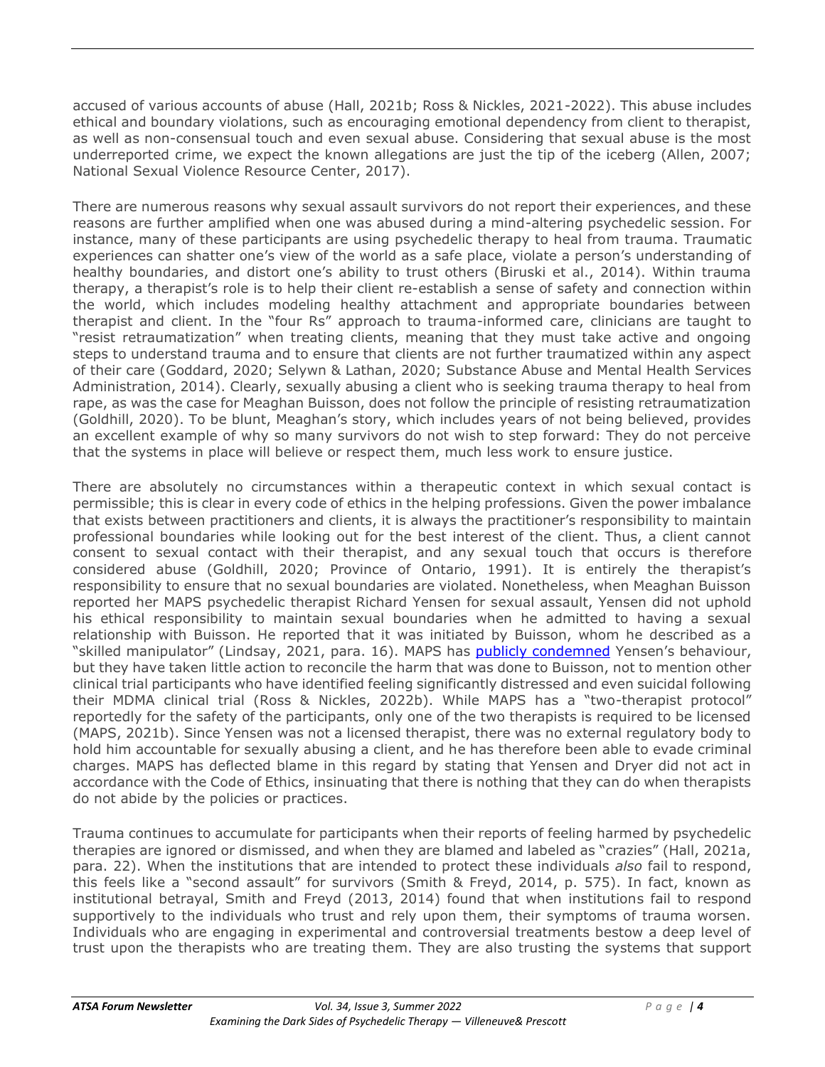accused of various accounts of abuse (Hall, 2021b; Ross & Nickles, 2021-2022). This abuse includes ethical and boundary violations, such as encouraging emotional dependency from client to therapist, as well as non-consensual touch and even sexual abuse. Considering that sexual abuse is the most underreported crime, we expect the known allegations are just the tip of the iceberg (Allen, 2007; National Sexual Violence Resource Center, 2017).

There are numerous reasons why sexual assault survivors do not report their experiences, and these reasons are further amplified when one was abused during a mind-altering psychedelic session. For instance, many of these participants are using psychedelic therapy to heal from trauma. Traumatic experiences can shatter one's view of the world as a safe place, violate a person's understanding of healthy boundaries, and distort one's ability to trust others (Biruski et al., 2014). Within trauma therapy, a therapist's role is to help their client re-establish a sense of safety and connection within the world, which includes modeling healthy attachment and appropriate boundaries between therapist and client. In the "four Rs" approach to trauma-informed care, clinicians are taught to "resist retraumatization" when treating clients, meaning that they must take active and ongoing steps to understand trauma and to ensure that clients are not further traumatized within any aspect of their care (Goddard, 2020; Selywn & Lathan, 2020; Substance Abuse and Mental Health Services Administration, 2014). Clearly, sexually abusing a client who is seeking trauma therapy to heal from rape, as was the case for Meaghan Buisson, does not follow the principle of resisting retraumatization (Goldhill, 2020). To be blunt, Meaghan's story, which includes years of not being believed, provides an excellent example of why so many survivors do not wish to step forward: They do not perceive that the systems in place will believe or respect them, much less work to ensure justice.

There are absolutely no circumstances within a therapeutic context in which sexual contact is permissible; this is clear in every code of ethics in the helping professions. Given the power imbalance that exists between practitioners and clients, it is always the practitioner's responsibility to maintain professional boundaries while looking out for the best interest of the client. Thus, a client cannot consent to sexual contact with their therapist, and any sexual touch that occurs is therefore considered abuse (Goldhill, 2020; Province of Ontario, 1991). It is entirely the therapist's responsibility to ensure that no sexual boundaries are violated. Nonetheless, when Meaghan Buisson reported her MAPS psychedelic therapist Richard Yensen for sexual assault, Yensen did not uphold his ethical responsibility to maintain sexual boundaries when he admitted to having a sexual relationship with Buisson. He reported that it was initiated by Buisson, whom he described as a "skilled manipulator" (Lindsay, 2021, para. 16). MAPS has publicly condemned Yensen's behaviour, but they have taken little action to reconcile the harm that was done to Buisson, not to mention other clinical trial participants who have identified feeling significantly distressed and even suicidal following their MDMA clinical trial (Ross & Nickles, 2022b). While MAPS has a "two-therapist protocol" reportedly for the safety of the participants, only one of the two therapists is required to be licensed (MAPS, 2021b). Since Yensen was not a licensed therapist, there was no external regulatory body to hold him accountable for sexually abusing a client, and he has therefore been able to evade criminal charges. MAPS has deflected blame in this regard by stating that Yensen and Dryer did not act in accordance with the Code of Ethics, insinuating that there is nothing that they can do when therapists do not abide by the policies or practices.

Trauma continues to accumulate for participants when their reports of feeling harmed by psychedelic therapies are ignored or dismissed, and when they are blamed and labeled as "crazies" (Hall, 2021a, para. 22). When the institutions that are intended to protect these individuals *also* fail to respond, this feels like a "second assault" for survivors (Smith & Freyd, 2014, p. 575). In fact, known as institutional betrayal, Smith and Freyd (2013, 2014) found that when institutions fail to respond supportively to the individuals who trust and rely upon them, their symptoms of trauma worsen. Individuals who are engaging in experimental and controversial treatments bestow a deep level of trust upon the therapists who are treating them. They are also trusting the systems that support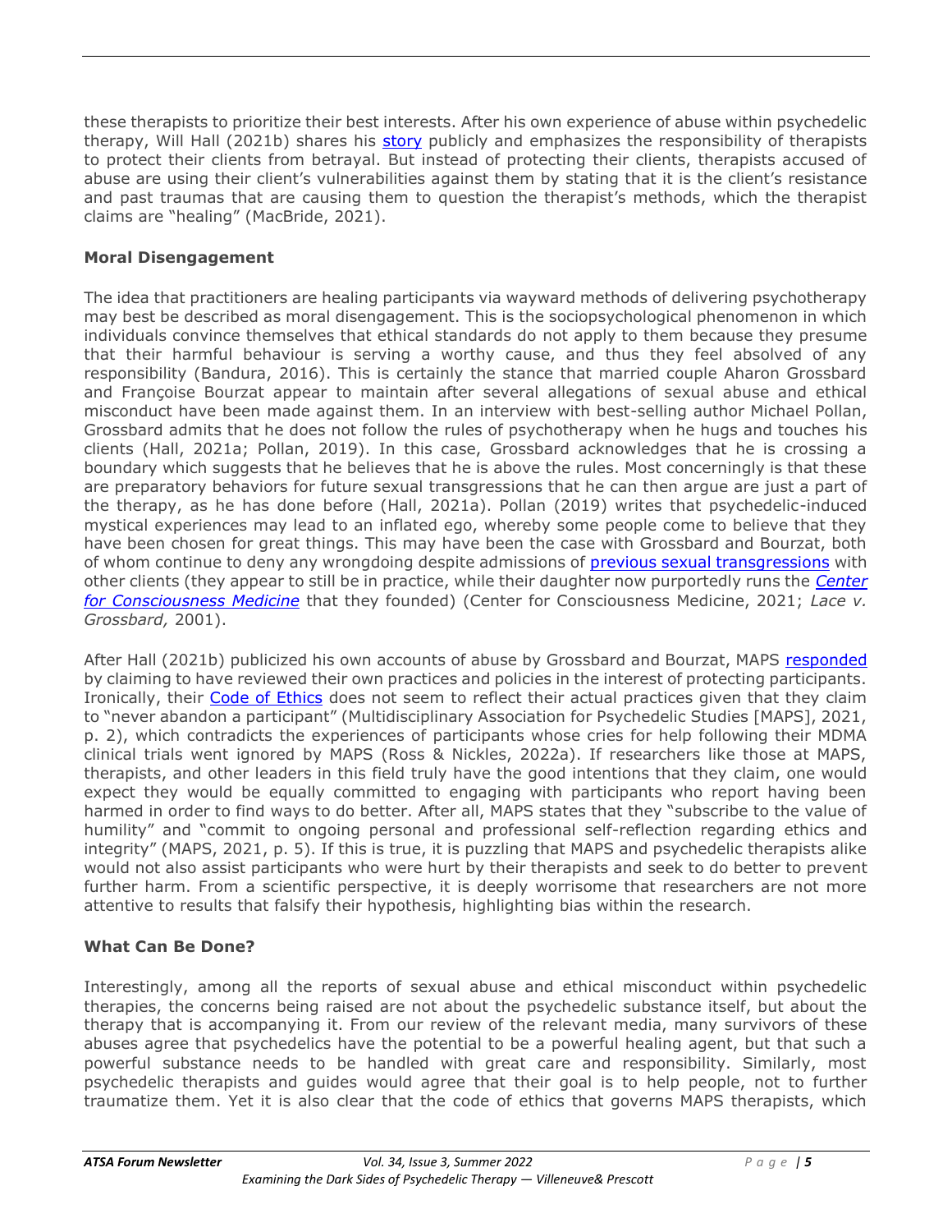these therapists to prioritize their best interests. After his own experience of abuse within psychedelic therapy, Will Hall (2021b) shares his story publicly and emphasizes the responsibility of therapists to protect their clients from betrayal. But instead of protecting their clients, therapists accused of abuse are using their client's vulnerabilities against them by stating that it is the client's resistance and past traumas that are causing them to question the therapist's methods, which the therapist claims are "healing" (MacBride, 2021).

**Moral Disengagement**

The idea that practitioners are healing participants via wayward methods of delivering psychotherapy may best be described as moral disengagement. This is the sociopsychological phenomenon in which individuals convince themselves that ethical standards do not apply to them because they presume that their harmful behaviour is serving a worthy cause, and thus they feel absolved of any responsibility (Bandura, 2016). This is certainly the stance that married couple Aharon Grossbard and Françoise Bourzat appear to maintain after several allegations of sexual abuse and ethical misconduct have been made against them. In an interview with best-selling author Michael Pollan, Grossbard admits that he does not follow the rules of psychotherapy when he hugs and touches his clients (Hall, 2021a; Pollan, 2019). In this case, Grossbard acknowledges that he is crossing a boundary which suggests that he believes that he is above the rules. Most concerningly is that these are preparatory behaviors for future sexual transgressions that he can then argue are just a part of the therapy, as he has done before (Hall, 2021a). Pollan (2019) writes that psychedelic-induced mystical experiences may lead to an inflated ego, whereby some people come to believe that they have been chosen for great things. This may have been the case with Grossbard and Bourzat, both of whom continue to deny any wrongdoing despite admissions of previous sexual transgressions with other clients (they appear to still be in practice, while their daughter now purportedly runs the *Center for Consciousness Medicine* that they founded) (Center for Consciousness Medicine, 2021; *Lace v. Grossbard,* 2001).

After Hall (2021b) publicized his own accounts of abuse by Grossbard and Bourzat, MAPS responded by claiming to have reviewed their own practices and policies in the interest of protecting participants. Ironically, their Code of Ethics does not seem to reflect their actual practices given that they claim to "never abandon a participant" (Multidisciplinary Association for Psychedelic Studies [MAPS], 2021, p. 2), which contradicts the experiences of participants whose cries for help following their MDMA clinical trials went ignored by MAPS (Ross & Nickles, 2022a). If researchers like those at MAPS, therapists, and other leaders in this field truly have the good intentions that they claim, one would expect they would be equally committed to engaging with participants who report having been harmed in order to find ways to do better. After all, MAPS states that they "subscribe to the value of humility" and "commit to ongoing personal and professional self-reflection regarding ethics and integrity" (MAPS, 2021, p. 5). If this is true, it is puzzling that MAPS and psychedelic therapists alike would not also assist participants who were hurt by their therapists and seek to do better to prevent further harm. From a scientific perspective, it is deeply worrisome that researchers are not more attentive to results that falsify their hypothesis, highlighting bias within the research.

**What Can Be Done?**

Interestingly, among all the reports of sexual abuse and ethical misconduct within psychedelic therapies, the concerns being raised are not about the psychedelic substance itself, but about the therapy that is accompanying it. From our review of the relevant media, many survivors of these abuses agree that psychedelics have the potential to be a powerful healing agent, but that such a powerful substance needs to be handled with great care and responsibility. Similarly, most psychedelic therapists and guides would agree that their goal is to help people, not to further traumatize them. Yet it is also clear that the code of ethics that governs MAPS therapists, which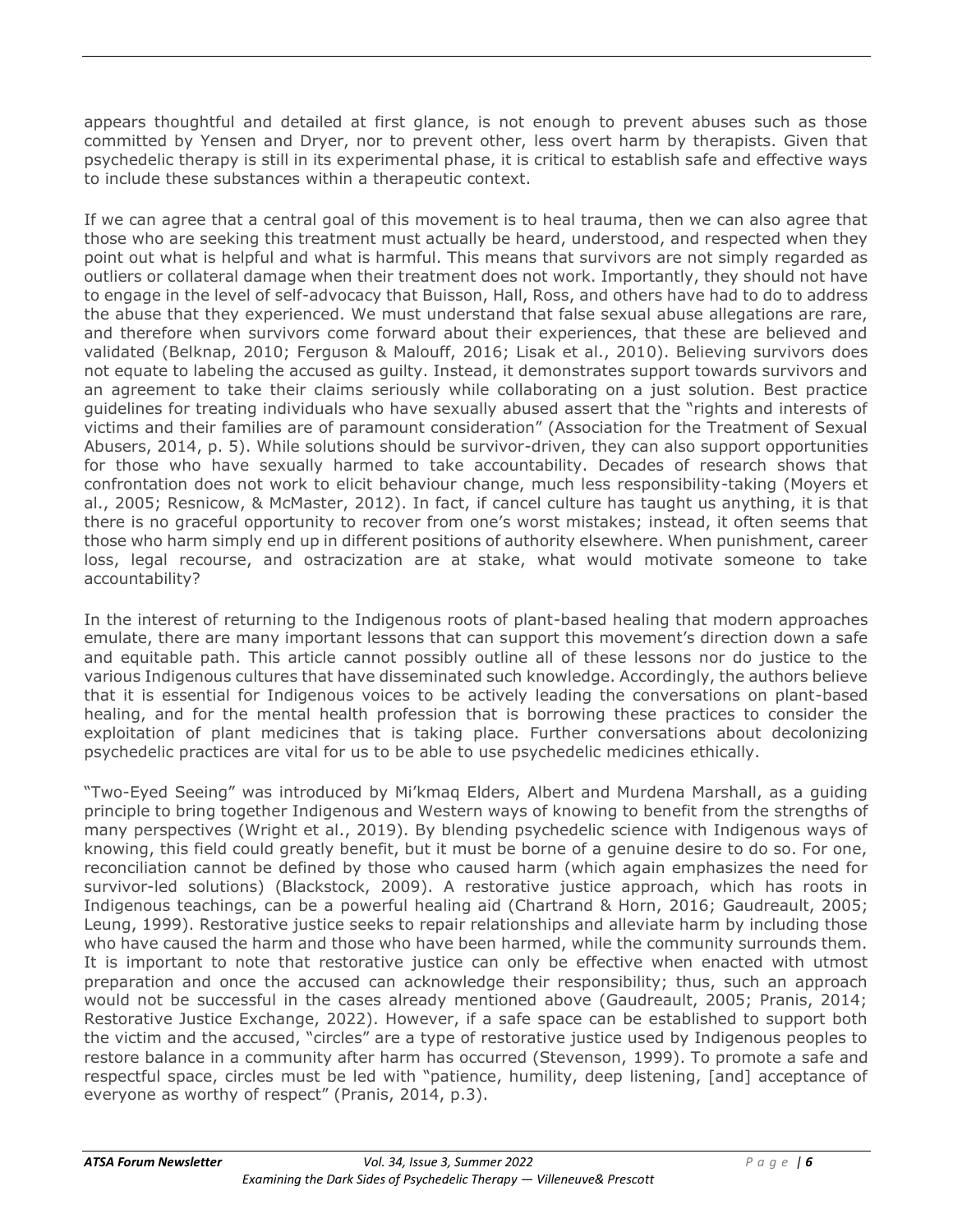appears thoughtful and detailed at first glance, is not enough to prevent abuses such as those committed by Yensen and Dryer, nor to prevent other, less overt harm by therapists. Given that psychedelic therapy is still in its experimental phase, it is critical to establish safe and effective ways to include these substances within a therapeutic context.

If we can agree that a central goal of this movement is to heal trauma, then we can also agree that those who are seeking this treatment must actually be heard, understood, and respected when they point out what is helpful and what is harmful. This means that survivors are not simply regarded as outliers or collateral damage when their treatment does not work. Importantly, they should not have to engage in the level of self-advocacy that Buisson, Hall, Ross, and others have had to do to address the abuse that they experienced. We must understand that false sexual abuse allegations are rare, and therefore when survivors come forward about their experiences, that these are believed and validated (Belknap, 2010; Ferguson & Malouff, 2016; Lisak et al., 2010). Believing survivors does not equate to labeling the accused as guilty. Instead, it demonstrates support towards survivors and an agreement to take their claims seriously while collaborating on a just solution. Best practice guidelines for treating individuals who have sexually abused assert that the "rights and interests of victims and their families are of paramount consideration" (Association for the Treatment of Sexual Abusers, 2014, p. 5). While solutions should be survivor-driven, they can also support opportunities for those who have sexually harmed to take accountability. Decades of research shows that confrontation does not work to elicit behaviour change, much less responsibility-taking (Moyers et al., 2005; Resnicow, & McMaster, 2012). In fact, if cancel culture has taught us anything, it is that there is no graceful opportunity to recover from one's worst mistakes; instead, it often seems that those who harm simply end up in different positions of authority elsewhere. When punishment, career loss, legal recourse, and ostracization are at stake, what would motivate someone to take accountability?

In the interest of returning to the Indigenous roots of plant-based healing that modern approaches emulate, there are many important lessons that can support this movement's direction down a safe and equitable path. This article cannot possibly outline all of these lessons nor do justice to the various Indigenous cultures that have disseminated such knowledge. Accordingly, the authors believe that it is essential for Indigenous voices to be actively leading the conversations on plant-based healing, and for the mental health profession that is borrowing these practices to consider the exploitation of plant medicines that is taking place. Further conversations about decolonizing psychedelic practices are vital for us to be able to use psychedelic medicines ethically.

"Two-Eyed Seeing" was introduced by Mi'kmaq Elders, Albert and Murdena Marshall, as a guiding principle to bring together Indigenous and Western ways of knowing to benefit from the strengths of many perspectives (Wright et al., 2019). By blending psychedelic science with Indigenous ways of knowing, this field could greatly benefit, but it must be borne of a genuine desire to do so. For one, reconciliation cannot be defined by those who caused harm (which again emphasizes the need for survivor-led solutions) (Blackstock, 2009). A restorative justice approach, which has roots in Indigenous teachings, can be a powerful healing aid (Chartrand & Horn, 2016; Gaudreault, 2005; Leung, 1999). Restorative justice seeks to repair relationships and alleviate harm by including those who have caused the harm and those who have been harmed, while the community surrounds them. It is important to note that restorative justice can only be effective when enacted with utmost preparation and once the accused can acknowledge their responsibility; thus, such an approach would not be successful in the cases already mentioned above (Gaudreault, 2005; Pranis, 2014; Restorative Justice Exchange, 2022). However, if a safe space can be established to support both the victim and the accused, "circles" are a type of restorative justice used by Indigenous peoples to restore balance in a community after harm has occurred (Stevenson, 1999). To promote a safe and respectful space, circles must be led with "patience, humility, deep listening, [and] acceptance of everyone as worthy of respect" (Pranis, 2014, p.3).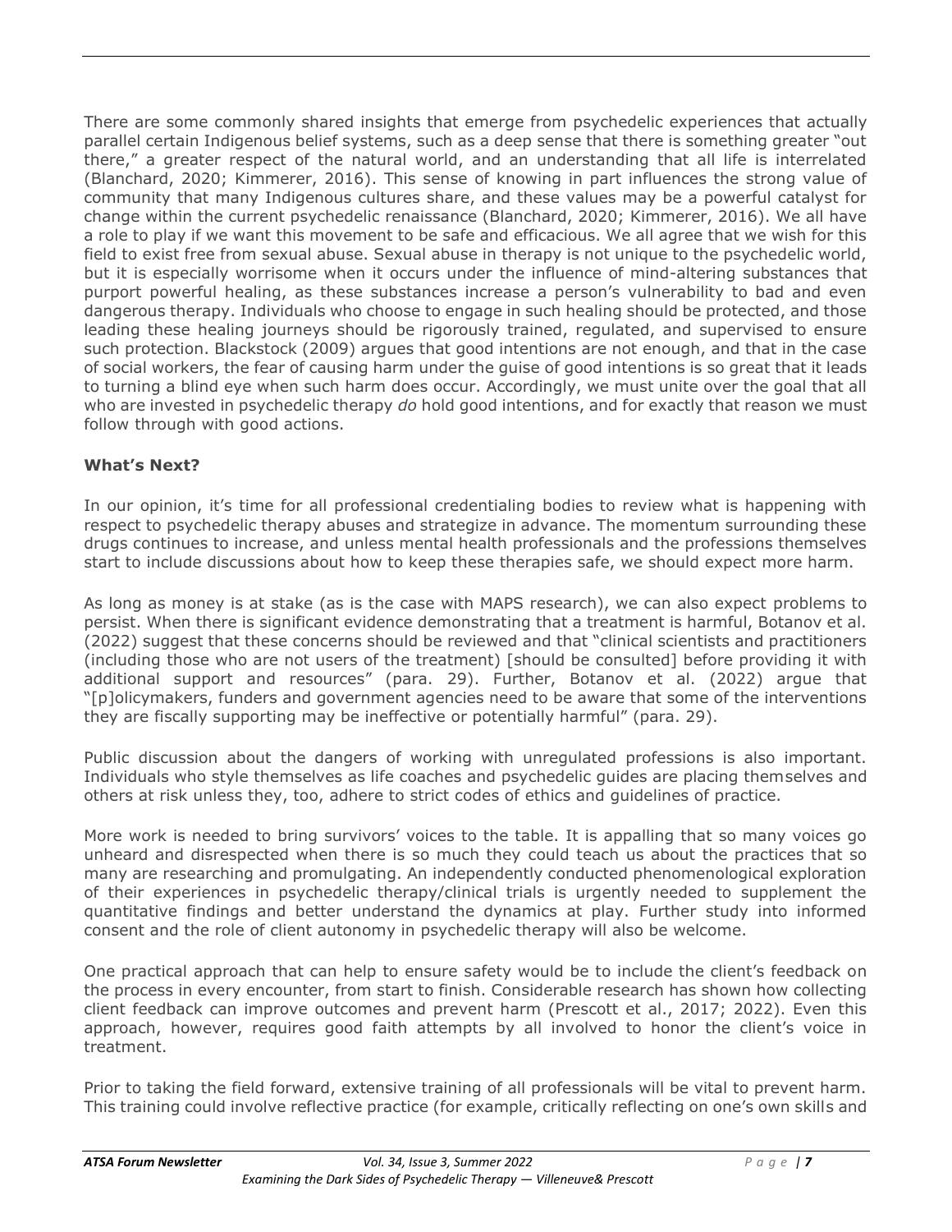There are some commonly shared insights that emerge from psychedelic experiences that actually parallel certain Indigenous belief systems, such as a deep sense that there is something greater "out there," a greater respect of the natural world, and an understanding that all life is interrelated (Blanchard, 2020; Kimmerer, 2016). This sense of knowing in part influences the strong value of community that many Indigenous cultures share, and these values may be a powerful catalyst for change within the current psychedelic renaissance (Blanchard, 2020; Kimmerer, 2016). We all have a role to play if we want this movement to be safe and efficacious. We all agree that we wish for this field to exist free from sexual abuse. Sexual abuse in therapy is not unique to the psychedelic world, but it is especially worrisome when it occurs under the influence of mind-altering substances that purport powerful healing, as these substances increase a person's vulnerability to bad and even dangerous therapy. Individuals who choose to engage in such healing should be protected, and those leading these healing journeys should be rigorously trained, regulated, and supervised to ensure such protection. Blackstock (2009) argues that good intentions are not enough, and that in the case of social workers, the fear of causing harm under the guise of good intentions is so great that it leads to turning a blind eye when such harm does occur. Accordingly, we must unite over the goal that all who are invested in psychedelic therapy *do* hold good intentions, and for exactly that reason we must follow through with good actions.

**What's Next?**

In our opinion, it's time for all professional credentialing bodies to review what is happening with respect to psychedelic therapy abuses and strategize in advance. The momentum surrounding these drugs continues to increase, and unless mental health professionals and the professions themselves start to include discussions about how to keep these therapies safe, we should expect more harm.

As long as money is at stake (as is the case with MAPS research), we can also expect problems to persist. When there is significant evidence demonstrating that a treatment is harmful, Botanov et al. (2022) suggest that these concerns should be reviewed and that "clinical scientists and practitioners (including those who are not users of the treatment) [should be consulted] before providing it with additional support and resources" (para. 29). Further, Botanov et al. (2022) argue that "[p]olicymakers, funders and government agencies need to be aware that some of the interventions they are fiscally supporting may be ineffective or potentially harmful" (para. 29).

Public discussion about the dangers of working with unregulated professions is also important. Individuals who style themselves as life coaches and psychedelic guides are placing themselves and others at risk unless they, too, adhere to strict codes of ethics and guidelines of practice.

More work is needed to bring survivors' voices to the table. It is appalling that so many voices go unheard and disrespected when there is so much they could teach us about the practices that so many are researching and promulgating. An independently conducted phenomenological exploration of their experiences in psychedelic therapy/clinical trials is urgently needed to supplement the quantitative findings and better understand the dynamics at play. Further study into informed consent and the role of client autonomy in psychedelic therapy will also be welcome.

One practical approach that can help to ensure safety would be to include the client's feedback on the process in every encounter, from start to finish. Considerable research has shown how collecting client feedback can improve outcomes and prevent harm (Prescott et al., 2017; 2022). Even this approach, however, requires good faith attempts by all involved to honor the client's voice in treatment.

Prior to taking the field forward, extensive training of all professionals will be vital to prevent harm. This training could involve reflective practice (for example, critically reflecting on one's own skills and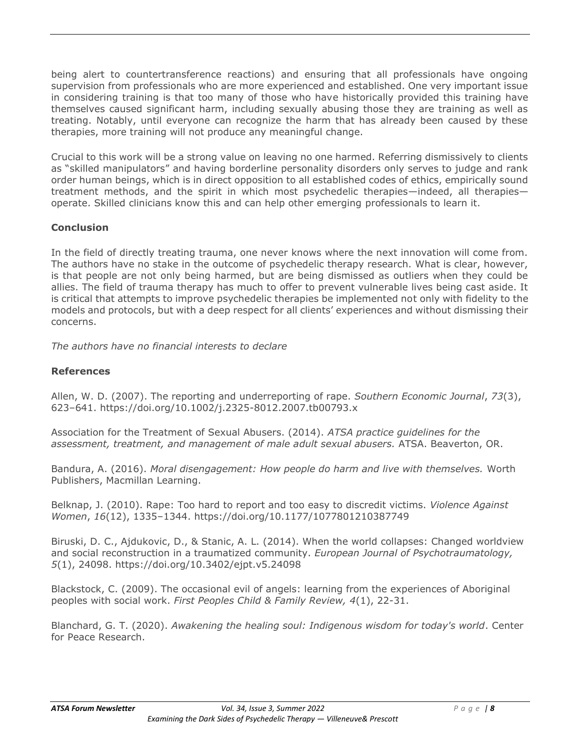being alert to countertransference reactions) and ensuring that all professionals have ongoing supervision from professionals who are more experienced and established. One very important issue in considering training is that too many of those who have historically provided this training have themselves caused significant harm, including sexually abusing those they are training as well as treating. Notably, until everyone can recognize the harm that has already been caused by these therapies, more training will not produce any meaningful change.

Crucial to this work will be a strong value on leaving no one harmed. Referring dismissively to clients as "skilled manipulators" and having borderline personality disorders only serves to judge and rank order human beings, which is in direct opposition to all established codes of ethics, empirically sound treatment methods, and the spirit in which most psychedelic therapies—indeed, all therapies—operate. Skilled clinicians know this and can help other emerging professionals to learn it.

**Conclusion**

In the field of directly treating trauma, one never knows where the next innovation will come from. The authors have no stake in the outcome of psychedelic therapy research. What is clear, however, is that people are not only being harmed, but are being dismissed as outliers when they could be allies. The field of trauma therapy has much to offer to prevent vulnerable lives being cast aside. It is critical that attempts to improve psychedelic therapies be implemented not only with fidelity to the models and protocols, but with a deep respect for all clients' experiences and without dismissing their concerns.

*The authors have no financial interests to declare*

**References**

Allen, W. D. (2007). The reporting and underreporting of rape. *Southern Economic Journal*, *73*(3), 623–641. https://doi.org/10.1002/j.2325-8012.2007.tb00793.x

Association for the Treatment of Sexual Abusers. (2014). *ATSA practice guidelines for the assessment, treatment, and management of male adult sexual abusers.* ATSA. Beaverton, OR.

Bandura, A. (2016). *Moral disengagement: How people do harm and live with themselves.* Worth Publishers, Macmillan Learning.

Belknap, J. (2010). Rape: Too hard to report and too easy to discredit victims. *Violence Against Women*, *16*(12), 1335–1344. https://doi.org/10.1177/1077801210387749

Biruski, D. C., Ajdukovic, D., & Stanic, A. L. (2014). When the world collapses: Changed worldview and social reconstruction in a traumatized community. *European Journal of Psychotraumatology, 5*(1), 24098. https://doi.org/10.3402/ejpt.v5.24098

Blackstock, C. (2009). The occasional evil of angels: learning from the experiences of Aboriginal peoples with social work. *First Peoples Child & Family Review, 4*(1), 22-31.

Blanchard, G. T. (2020). *Awakening the healing soul: Indigenous wisdom for today's world*. Center for Peace Research.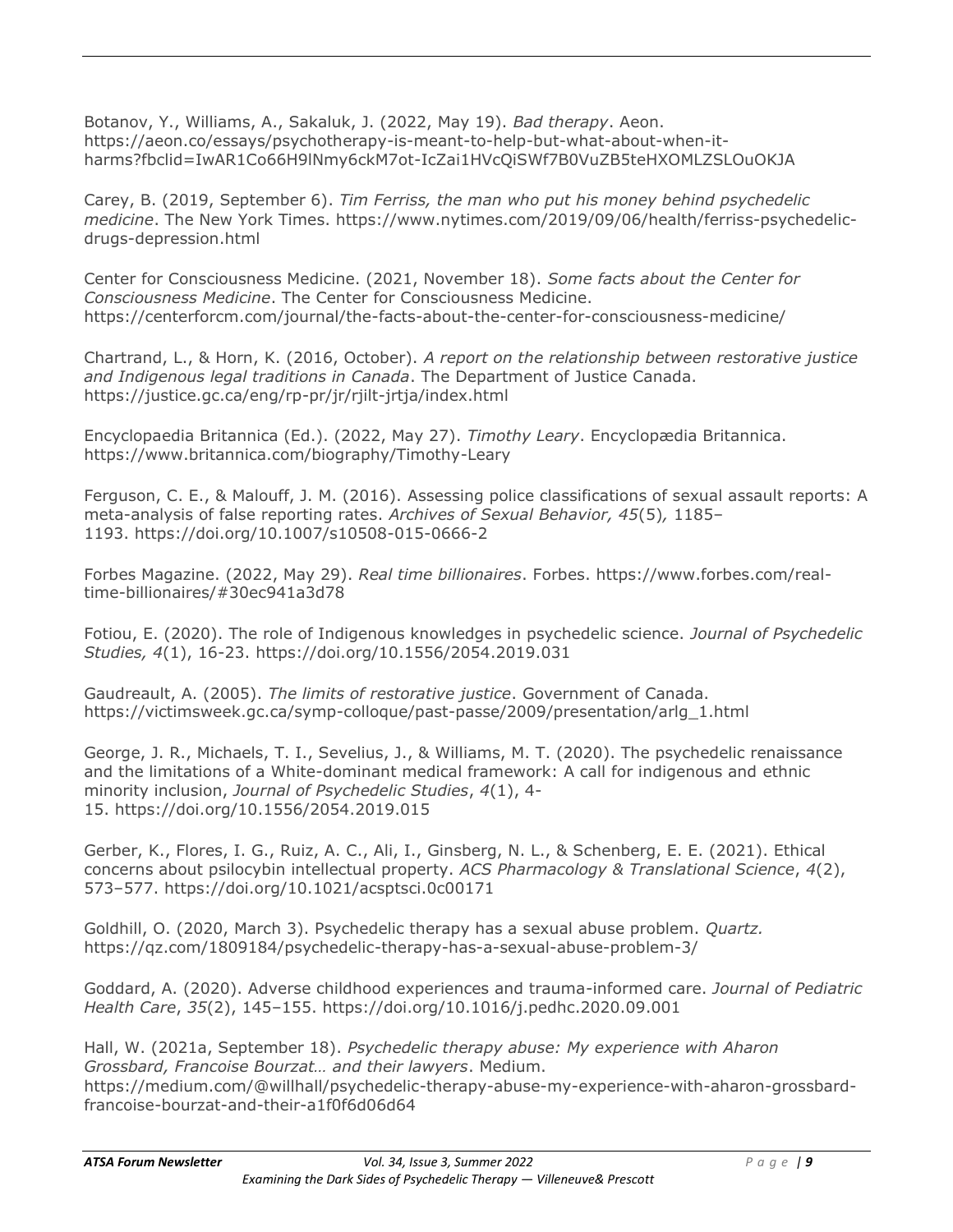Botanov, Y., Williams, A., Sakaluk, J. (2022, May 19). *Bad therapy*. Aeon. https://aeon.co/essays/psychotherapy-is-meant-to-help-but-what-about-when-it-harms?fbclid=IwAR1Co66H9lNmy6ckM7ot-IcZai1HVcQiSWf7B0VuZB5teHXOMLZSLOuOKJA

Carey, B. (2019, September 6). *Tim Ferriss, the man who put his money behind psychedelic medicine*. The New York Times. https://www.nytimes.com/2019/09/06/health/ferriss-psychedelic-drugs-depression.html

Center for Consciousness Medicine. (2021, November 18). *Some facts about the Center for Consciousness Medicine*. The Center for Consciousness Medicine. https://centerforcm.com/journal/the-facts-about-the-center-for-consciousness-medicine/

Chartrand, L., & Horn, K. (2016, October). *A report on the relationship between restorative justice and Indigenous legal traditions in Canada*. The Department of Justice Canada. https://justice.gc.ca/eng/rp-pr/jr/rjilt-jrtja/index.html

Encyclopaedia Britannica (Ed.). (2022, May 27). *Timothy Leary*. Encyclopædia Britannica. https://www.britannica.com/biography/Timothy-Leary

Ferguson, C. E., & Malouff, J. M. (2016). Assessing police classifications of sexual assault reports: A meta-analysis of false reporting rates. *Archives of Sexual Behavior, 45*(5), 1185–1193. https://doi.org/10.1007/s10508-015-0666-2

Forbes Magazine. (2022, May 29). *Real time billionaires*. Forbes. https://www.forbes.com/real-time-billionaires/#30ec941a3d78

Fotiou, E. (2020). The role of Indigenous knowledges in psychedelic science. *Journal of Psychedelic Studies, 4*(1), 16-23. https://doi.org/10.1556/2054.2019.031

Gaudreault, A. (2005). *The limits of restorative justice*. Government of Canada. https://victimsweek.gc.ca/symp-colloque/past-passe/2009/presentation/arlg_1.html

George, J. R., Michaels, T. I., Sevelius, J., & Williams, M. T. (2020). The psychedelic renaissance and the limitations of a White-dominant medical framework: A call for indigenous and ethnic minority inclusion, *Journal of Psychedelic Studies*, *4*(1), 4-15. https://doi.org/10.1556/2054.2019.015

Gerber, K., Flores, I. G., Ruiz, A. C., Ali, I., Ginsberg, N. L., & Schenberg, E. E. (2021). Ethical concerns about psilocybin intellectual property. *ACS Pharmacology & Translational Science*, *4*(2), 573–577. https://doi.org/10.1021/acsptsci.0c00171

Goldhill, O. (2020, March 3). Psychedelic therapy has a sexual abuse problem. *Quartz.* https://qz.com/1809184/psychedelic-therapy-has-a-sexual-abuse-problem-3/

Goddard, A. (2020). Adverse childhood experiences and trauma-informed care. *Journal of Pediatric Health Care*, *35*(2), 145–155. https://doi.org/10.1016/j.pedhc.2020.09.001

Hall, W. (2021a, September 18). *Psychedelic therapy abuse: My experience with Aharon Grossbard, Francoise Bourzat… and their lawyers*. Medium. https://medium.com/@willhall/psychedelic-therapy-abuse-my-experience-with-aharon-grossbard-francoise-bourzat-and-their-a1f0f6d06d64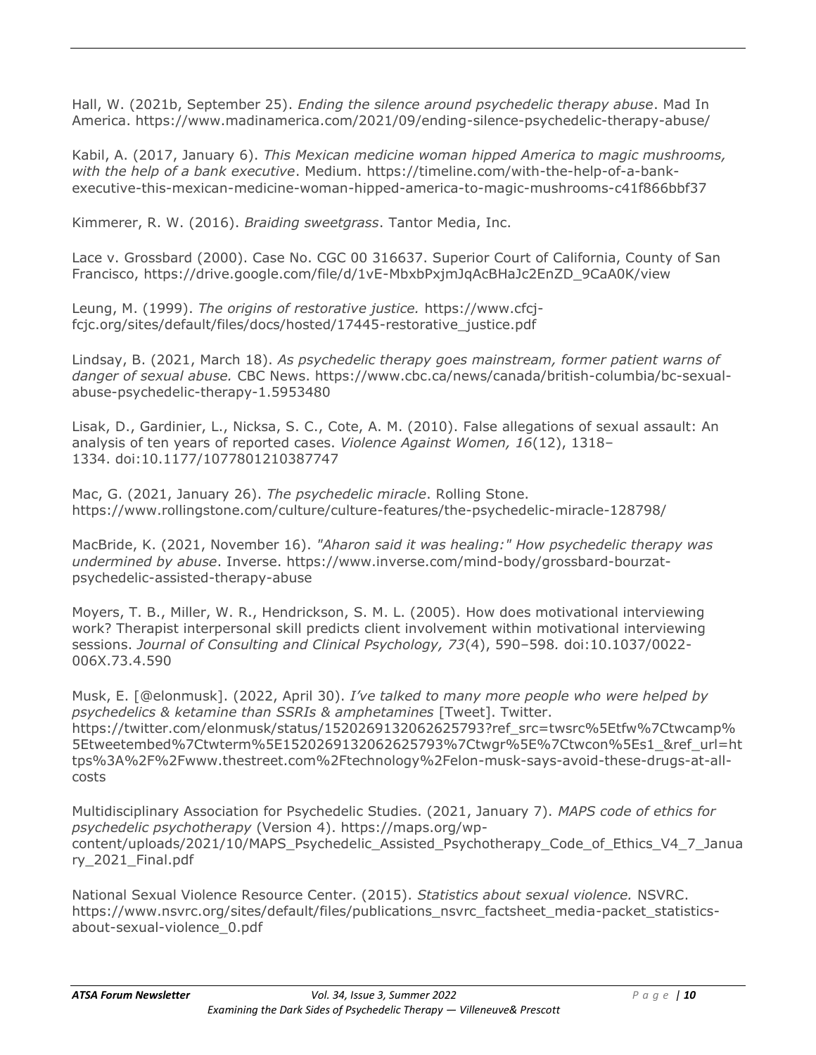Hall, W. (2021b, September 25). *Ending the silence around psychedelic therapy abuse*. Mad In America. https://www.madinamerica.com/2021/09/ending-silence-psychedelic-therapy-abuse/

Kabil, A. (2017, January 6). *This Mexican medicine woman hipped America to magic mushrooms, with the help of a bank executive*. Medium. https://timeline.com/with-the-help-of-a-bank-executive-this-mexican-medicine-woman-hipped-america-to-magic-mushrooms-c41f866bbf37

Kimmerer, R. W. (2016). *Braiding sweetgrass*. Tantor Media, Inc.

Lace v. Grossbard (2000). Case No. CGC 00 316637. Superior Court of California, County of San Francisco, https://drive.google.com/file/d/1vE-MbxbPxjmJqAcBHaJc2EnZD_9CaA0K/view

Leung, M. (1999). *The origins of restorative justice.* https://www.cfcj-fcjc.org/sites/default/files/docs/hosted/17445-restorative_justice.pdf

Lindsay, B. (2021, March 18). *As psychedelic therapy goes mainstream, former patient warns of danger of sexual abuse.* CBC News. https://www.cbc.ca/news/canada/british-columbia/bc-sexual-abuse-psychedelic-therapy-1.5953480

Lisak, D., Gardinier, L., Nicksa, S. C., Cote, A. M. (2010). False allegations of sexual assault: An analysis of ten years of reported cases. *Violence Against Women, 16*(12), 1318–1334. doi:10.1177/1077801210387747

Mac, G. (2021, January 26). *The psychedelic miracle*. Rolling Stone. https://www.rollingstone.com/culture/culture-features/the-psychedelic-miracle-128798/

MacBride, K. (2021, November 16). *"Aharon said it was healing:" How psychedelic therapy was undermined by abuse*. Inverse. https://www.inverse.com/mind-body/grossbard-bourzat-psychedelic-assisted-therapy-abuse

Moyers, T. B., Miller, W. R., Hendrickson, S. M. L. (2005). How does motivational interviewing work? Therapist interpersonal skill predicts client involvement within motivational interviewing sessions. *Journal of Consulting and Clinical Psychology, 73*(4), 590–598. doi:10.1037/0022-006X.73.4.590

Musk, E. [@elonmusk]. (2022, April 30). *I've talked to many more people who were helped by psychedelics & ketamine than SSRIs & amphetamines* [Tweet]. Twitter. https://twitter.com/elonmusk/status/1520269132062625793?ref_src=twsrc%5Etfw%7Ctwcamp%5Etweetembed%7Ctwterm%5E1520269132062625793%7Ctwgr%5E%7Ctwcon%5Es1_&ref_url=https%3A%2F%2Fwww.thestreet.com%2Ftechnology%2Felon-musk-says-avoid-these-drugs-at-all-costs

Multidisciplinary Association for Psychedelic Studies. (2021, January 7). *MAPS code of ethics for psychedelic psychotherapy* (Version 4). https://maps.org/wp-content/uploads/2021/10/MAPS_Psychedelic_Assisted_Psychotherapy_Code_of_Ethics_V4_7_January_2021_Final.pdf

National Sexual Violence Resource Center. (2015). *Statistics about sexual violence.* NSVRC. https://www.nsvrc.org/sites/default/files/publications_nsvrc_factsheet_media-packet_statistics-about-sexual-violence_0.pdf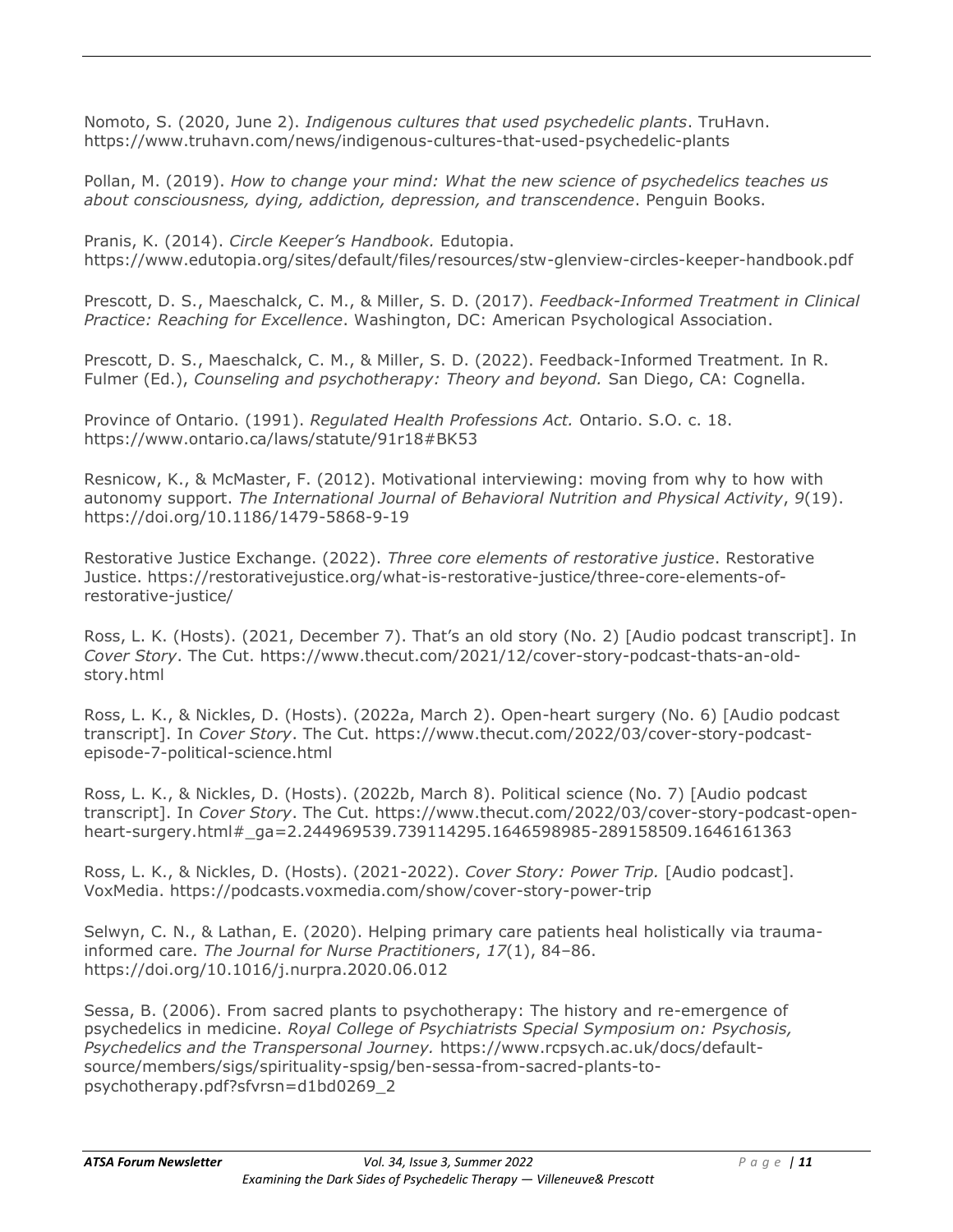Nomoto, S. (2020, June 2). *Indigenous cultures that used psychedelic plants*. TruHavn. https://www.truhavn.com/news/indigenous-cultures-that-used-psychedelic-plants

Pollan, M. (2019). *How to change your mind: What the new science of psychedelics teaches us about consciousness, dying, addiction, depression, and transcendence*. Penguin Books.

Pranis, K. (2014). *Circle Keeper's Handbook.* Edutopia. https://www.edutopia.org/sites/default/files/resources/stw-glenview-circles-keeper-handbook.pdf

Prescott, D. S., Maeschalck, C. M., & Miller, S. D. (2017). *Feedback-Informed Treatment in Clinical Practice: Reaching for Excellence*. Washington, DC: American Psychological Association.

Prescott, D. S., Maeschalck, C. M., & Miller, S. D. (2022). Feedback-Informed Treatment. In R. Fulmer (Ed.), *Counseling and psychotherapy: Theory and beyond.* San Diego, CA: Cognella.

Province of Ontario. (1991). *Regulated Health Professions Act.* Ontario. S.O. c. 18. https://www.ontario.ca/laws/statute/91r18#BK53

Resnicow, K., & McMaster, F. (2012). Motivational interviewing: moving from why to how with autonomy support. *The International Journal of Behavioral Nutrition and Physical Activity*, *9*(19). https://doi.org/10.1186/1479-5868-9-19

Restorative Justice Exchange. (2022). *Three core elements of restorative justice*. Restorative Justice. https://restorativejustice.org/what-is-restorative-justice/three-core-elements-of-restorative-justice/

Ross, L. K. (Hosts). (2021, December 7). That's an old story (No. 2) [Audio podcast transcript]. In *Cover Story*. The Cut. https://www.thecut.com/2021/12/cover-story-podcast-thats-an-old-story.html

Ross, L. K., & Nickles, D. (Hosts). (2022a, March 2). Open-heart surgery (No. 6) [Audio podcast transcript]. In *Cover Story*. The Cut. https://www.thecut.com/2022/03/cover-story-podcast-episode-7-political-science.html

Ross, L. K., & Nickles, D. (Hosts). (2022b, March 8). Political science (No. 7) [Audio podcast transcript]. In *Cover Story*. The Cut. https://www.thecut.com/2022/03/cover-story-podcast-open-heart-surgery.html#_ga=2.244969539.739114295.1646598985-289158509.1646161363

Ross, L. K., & Nickles, D. (Hosts). (2021-2022). *Cover Story: Power Trip.* [Audio podcast]. VoxMedia. https://podcasts.voxmedia.com/show/cover-story-power-trip

Selwyn, C. N., & Lathan, E. (2020). Helping primary care patients heal holistically via trauma-informed care. *The Journal for Nurse Practitioners*, *17*(1), 84–86. https://doi.org/10.1016/j.nurpra.2020.06.012

Sessa, B. (2006). From sacred plants to psychotherapy: The history and re-emergence of psychedelics in medicine. *Royal College of Psychiatrists Special Symposium on: Psychosis, Psychedelics and the Transpersonal Journey.* https://www.rcpsych.ac.uk/docs/default-source/members/sigs/spirituality-spsig/ben-sessa-from-sacred-plants-to-psychotherapy.pdf?sfvrsn=d1bd0269_2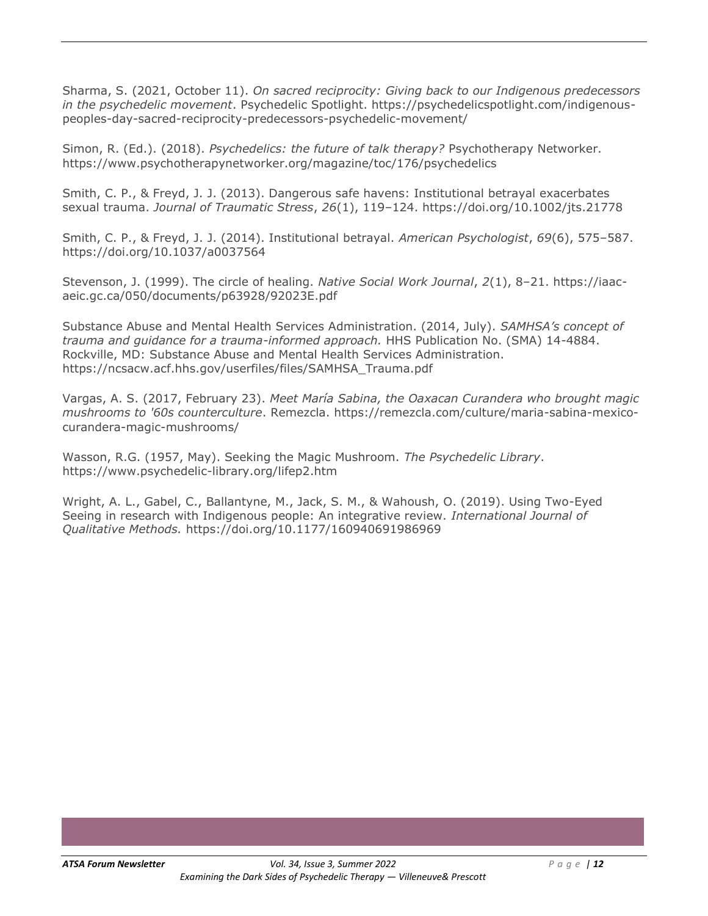Sharma, S. (2021, October 11). *On sacred reciprocity: Giving back to our Indigenous predecessors in the psychedelic movement*. Psychedelic Spotlight. https://psychedelicspotlight.com/indigenous-peoples-day-sacred-reciprocity-predecessors-psychedelic-movement/

Simon, R. (Ed.). (2018). *Psychedelics: the future of talk therapy?* Psychotherapy Networker. https://www.psychotherapynetworker.org/magazine/toc/176/psychedelics

Smith, C. P., & Freyd, J. J. (2013). Dangerous safe havens: Institutional betrayal exacerbates sexual trauma. *Journal of Traumatic Stress*, *26*(1), 119–124. https://doi.org/10.1002/jts.21778

Smith, C. P., & Freyd, J. J. (2014). Institutional betrayal. *American Psychologist*, *69*(6), 575–587. https://doi.org/10.1037/a0037564

Stevenson, J. (1999). The circle of healing. *Native Social Work Journal*, *2*(1), 8–21. https://iaac-aeic.gc.ca/050/documents/p63928/92023E.pdf

Substance Abuse and Mental Health Services Administration. (2014, July). *SAMHSA's concept of trauma and guidance for a trauma-informed approach.* HHS Publication No. (SMA) 14-4884. Rockville, MD: Substance Abuse and Mental Health Services Administration. https://ncsacw.acf.hhs.gov/userfiles/files/SAMHSA_Trauma.pdf

Vargas, A. S. (2017, February 23). *Meet María Sabina, the Oaxacan Curandera who brought magic mushrooms to '60s counterculture*. Remezcla. https://remezcla.com/culture/maria-sabina-mexico-curandera-magic-mushrooms/

Wasson, R.G. (1957, May). Seeking the Magic Mushroom. *The Psychedelic Library*. https://www.psychedelic-library.org/lifep2.htm

Wright, A. L., Gabel, C., Ballantyne, M., Jack, S. M., & Wahoush, O. (2019). Using Two-Eyed Seeing in research with Indigenous people: An integrative review. *International Journal of Qualitative Methods.* https://doi.org/10.1177/160940691986969